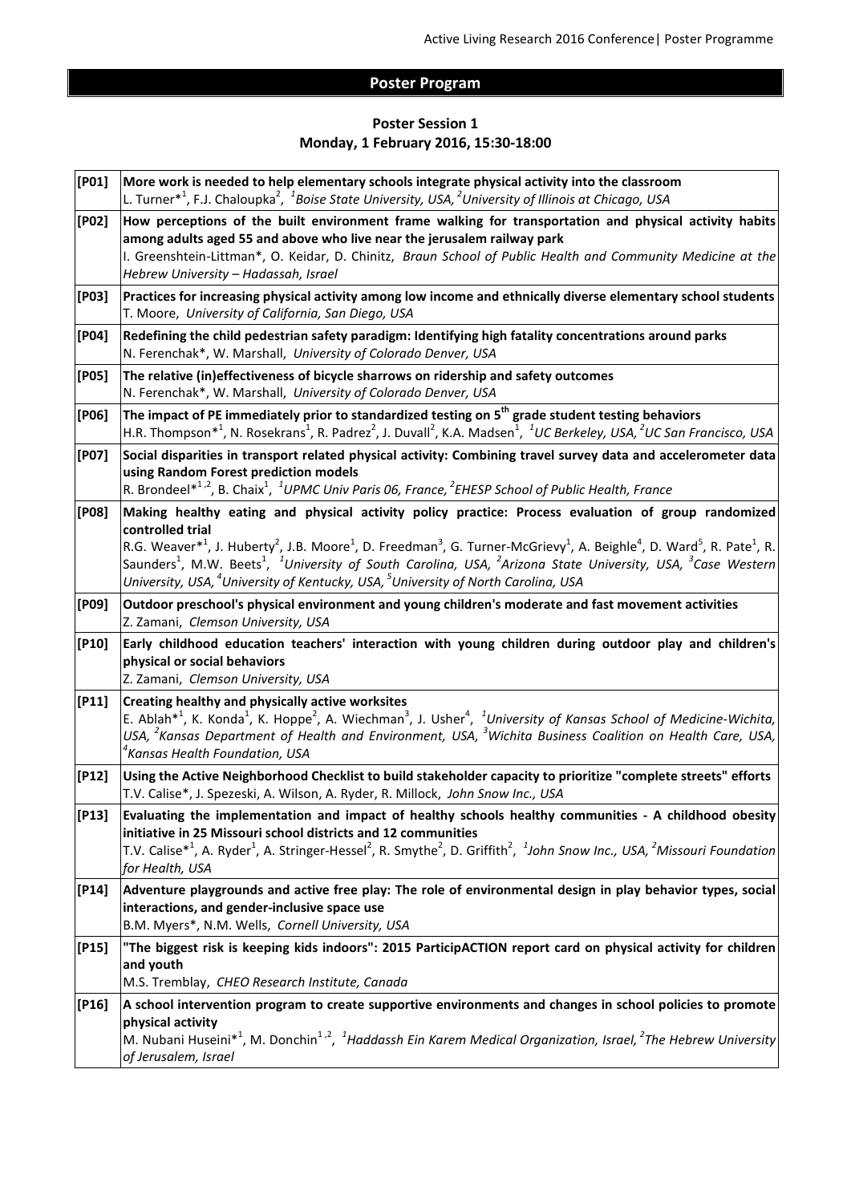## Poster Program

### Poster Session 1
### Monday, 1 February 2016, 15:30-18:00

| | |
|---|---|
| [P01] | **More work is needed to help elementary schools integrate physical activity into the classroom**<br>L. Turner*[1], F.J. Chaloupka[2], *[1]Boise State University, USA, [2]University of Illinois at Chicago, USA* |
| [P02] | **How perceptions of the built environment frame walking for transportation and physical activity habits among adults aged 55 and above who live near the jerusalem railway park**<br>I. Greenshtein-Littman*, O. Keidar, D. Chinitz, *Braun School of Public Health and Community Medicine at the Hebrew University – Hadassah, Israel* |
| [P03] | **Practices for increasing physical activity among low income and ethnically diverse elementary school students**<br>T. Moore, *University of California, San Diego, USA* |
| [P04] | **Redefining the child pedestrian safety paradigm: Identifying high fatality concentrations around parks**<br>N. Ferenchak*, W. Marshall, *University of Colorado Denver, USA* |
| [P05] | **The relative (in)effectiveness of bicycle sharrows on ridership and safety outcomes**<br>N. Ferenchak*, W. Marshall, *University of Colorado Denver, USA* |
| [P06] | **The impact of PE immediately prior to standardized testing on 5th grade student testing behaviors**<br>H.R. Thompson*[1], N. Rosekrans[1], R. Padrez[2], J. Duvall[2], K.A. Madsen[1], *[1]UC Berkeley, USA, [2]UC San Francisco, USA* |
| [P07] | **Social disparities in transport related physical activity: Combining travel survey data and accelerometer data using Random Forest prediction models**<br>R. Brondeel*[1,2], B. Chaix[1], *[1]UPMC Univ Paris 06, France, [2]EHESP School of Public Health, France* |
| [P08] | **Making healthy eating and physical activity policy practice: Process evaluation of group randomized controlled trial**<br>R.G. Weaver*[1], J. Huberty[2], J.B. Moore[1], D. Freedman[3], G. Turner-McGrievy[1], A. Beighle[4], D. Ward[5], R. Pate[1], R. Saunders[1], M.W. Beets[1], *[1]University of South Carolina, USA, [2]Arizona State University, USA, [3]Case Western University, USA, [4]University of Kentucky, USA, [5]University of North Carolina, USA* |
| [P09] | **Outdoor preschool's physical environment and young children's moderate and fast movement activities**<br>Z. Zamani, *Clemson University, USA* |
| [P10] | **Early childhood education teachers' interaction with young children during outdoor play and children's physical or social behaviors**<br>Z. Zamani, *Clemson University, USA* |
| [P11] | **Creating healthy and physically active worksites**<br>E. Ablah*[1], K. Konda[1], K. Hoppe[2], A. Wiechman[3], J. Usher[4], *[1]University of Kansas School of Medicine-Wichita, USA, [2]Kansas Department of Health and Environment, USA, [3]Wichita Business Coalition on Health Care, USA, [4]Kansas Health Foundation, USA* |
| [P12] | **Using the Active Neighborhood Checklist to build stakeholder capacity to prioritize "complete streets" efforts**<br>T.V. Calise*, J. Spezeski, A. Wilson, A. Ryder, R. Millock, *John Snow Inc., USA* |
| [P13] | **Evaluating the implementation and impact of healthy schools healthy communities - A childhood obesity initiative in 25 Missouri school districts and 12 communities**<br>T.V. Calise*[1], A. Ryder[1], A. Stringer-Hessel[2], R. Smythe[2], D. Griffith[2], *[1]John Snow Inc., USA, [2]Missouri Foundation for Health, USA* |
| [P14] | **Adventure playgrounds and active free play: The role of environmental design in play behavior types, social interactions, and gender-inclusive space use**<br>B.M. Myers*, N.M. Wells, *Cornell University, USA* |
| [P15] | **"The biggest risk is keeping kids indoors": 2015 ParticipACTION report card on physical activity for children and youth**<br>M.S. Tremblay, *CHEO Research Institute, Canada* |
| [P16] | **A school intervention program to create supportive environments and changes in school policies to promote physical activity**<br>M. Nubani Huseini*[1], M. Donchin[1,2], *[1]Haddassh Ein Karem Medical Organization, Israel, [2]The Hebrew University of Jerusalem, Israel* |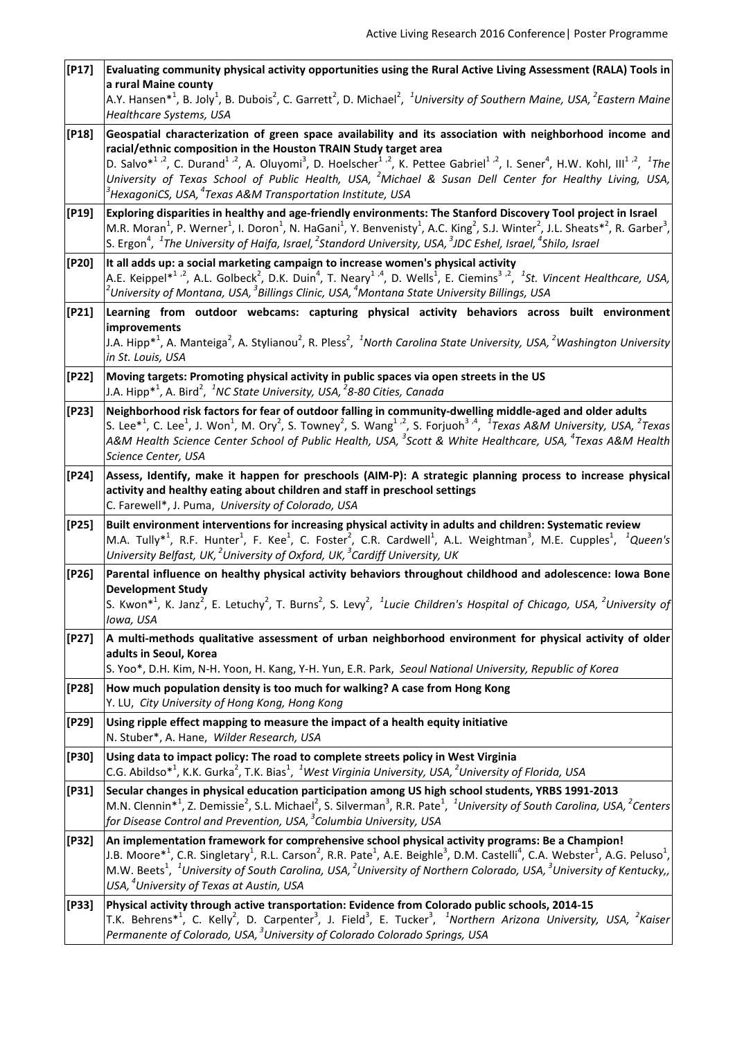| | |
|---|---|
| [P17] | **Evaluating community physical activity opportunities using the Rural Active Living Assessment (RALA) Tools in a rural Maine county** <br> A.Y. Hansen*[1], B. Joly[1], B. Dubois[2], C. Garrett[2], D. Michael[2], *[1]University of Southern Maine, USA, [2]Eastern Maine Healthcare Systems, USA* |
| [P18] | **Geospatial characterization of green space availability and its association with neighborhood income and racial/ethnic composition in the Houston TRAIN Study target area** <br> D. Salvo*[1,2], C. Durand[1,2], A. Oluyomi[3], D. Hoelscher[1,2], K. Pettee Gabriel[1,2], I. Sener[4], H.W. Kohl, III[1,2], *[1]The University of Texas School of Public Health, USA, [2]Michael & Susan Dell Center for Healthy Living, USA, [3]HexagoniCS, USA, [4]Texas A&M Transportation Institute, USA* |
| [P19] | **Exploring disparities in healthy and age-friendly environments: The Stanford Discovery Tool project in Israel** <br> M.R. Moran[1], P. Werner[1], I. Doron[1], N. HaGani[1], Y. Benvenisty[1], A.C. King[2], S.J. Winter[2], J.L. Sheats*[2], R. Garber[3], S. Ergon[4], *[1]The University of Haifa, Israel, [2]Standord University, USA, [3]JDC Eshel, Israel, [4]Shilo, Israel* |
| [P20] | **It all adds up: a social marketing campaign to increase women's physical activity** <br> A.E. Keippel*[1,2], A.L. Golbeck[2], D.K. Duin[4], T. Neary[1,4], D. Wells[1], E. Ciemins[3,2], *[1]St. Vincent Healthcare, USA, [2]University of Montana, USA, [3]Billings Clinic, USA, [4]Montana State University Billings, USA* |
| [P21] | **Learning from outdoor webcams: capturing physical activity behaviors across built environment improvements** <br> J.A. Hipp*[1], A. Manteiga[2], A. Stylianou[2], R. Pless[2], *[1]North Carolina State University, USA, [2]Washington University in St. Louis, USA* |
| [P22] | **Moving targets: Promoting physical activity in public spaces via open streets in the US** <br> J.A. Hipp*[1], A. Bird[2], *[1]NC State University, USA, [2]8-80 Cities, Canada* |
| [P23] | **Neighborhood risk factors for fear of outdoor falling in community-dwelling middle-aged and older adults** <br> S. Lee*[1], C. Lee[1], J. Won[1], M. Ory[2], S. Towney[2], S. Wang[1,2], S. Forjuoh[3,4], *[1]Texas A&M University, USA, [2]Texas A&M Health Science Center School of Public Health, USA, [3]Scott & White Healthcare, USA, [4]Texas A&M Health Science Center, USA* |
| [P24] | **Assess, Identify, make it happen for preschools (AIM-P): A strategic planning process to increase physical activity and healthy eating about children and staff in preschool settings** <br> C. Farewell*, J. Puma, *University of Colorado, USA* |
| [P25] | **Built environment interventions for increasing physical activity in adults and children: Systematic review** <br> M.A. Tully*[1], R.F. Hunter[1], F. Kee[1], C. Foster[2], C.R. Cardwell[1], A.L. Weightman[3], M.E. Cupples[1], *[1]Queen's University Belfast, UK, [2]University of Oxford, UK, [3]Cardiff University, UK* |
| [P26] | **Parental influence on healthy physical activity behaviors throughout childhood and adolescence: Iowa Bone Development Study** <br> S. Kwon*[1], K. Janz[2], E. Letuchy[2], T. Burns[2], S. Levy[2], *[1]Lucie Children's Hospital of Chicago, USA, [2]University of Iowa, USA* |
| [P27] | **A multi-methods qualitative assessment of urban neighborhood environment for physical activity of older adults in Seoul, Korea** <br> S. Yoo*, D.H. Kim, N-H. Yoon, H. Kang, Y-H. Yun, E.R. Park, *Seoul National University, Republic of Korea* |
| [P28] | **How much population density is too much for walking? A case from Hong Kong** <br> Y. LU, *City University of Hong Kong, Hong Kong* |
| [P29] | **Using ripple effect mapping to measure the impact of a health equity initiative** <br> N. Stuber*, A. Hane, *Wilder Research, USA* |
| [P30] | **Using data to impact policy: The road to complete streets policy in West Virginia** <br> C.G. Abildso*[1], K.K. Gurka[2], T.K. Bias[1], *[1]West Virginia University, USA, [2]University of Florida, USA* |
| [P31] | **Secular changes in physical education participation among US high school students, YRBS 1991-2013** <br> M.N. Clennin*[1], Z. Demissie[2], S.L. Michael[2], S. Silverman[3], R.R. Pate[1], *[1]University of South Carolina, USA, [2]Centers for Disease Control and Prevention, USA, [3]Columbia University, USA* |
| [P32] | **An implementation framework for comprehensive school physical activity programs: Be a Champion!** <br> J.B. Moore*[1], C.R. Singletary[1], R.L. Carson[2], R.R. Pate[1], A.E. Beighle[3], D.M. Castelli[4], C.A. Webster[1], A.G. Peluso[1], M.W. Beets[1], *[1]University of South Carolina, USA, [2]University of Northern Colorado, USA, [3]University of Kentucky,, USA, [4]University of Texas at Austin, USA* |
| [P33] | **Physical activity through active transportation: Evidence from Colorado public schools, 2014-15** <br> T.K. Behrens*[1], C. Kelly[2], D. Carpenter[3], J. Field[3], E. Tucker[3], *[1]Northern Arizona University, USA, [2]Kaiser Permanente of Colorado, USA, [3]University of Colorado Colorado Springs, USA* |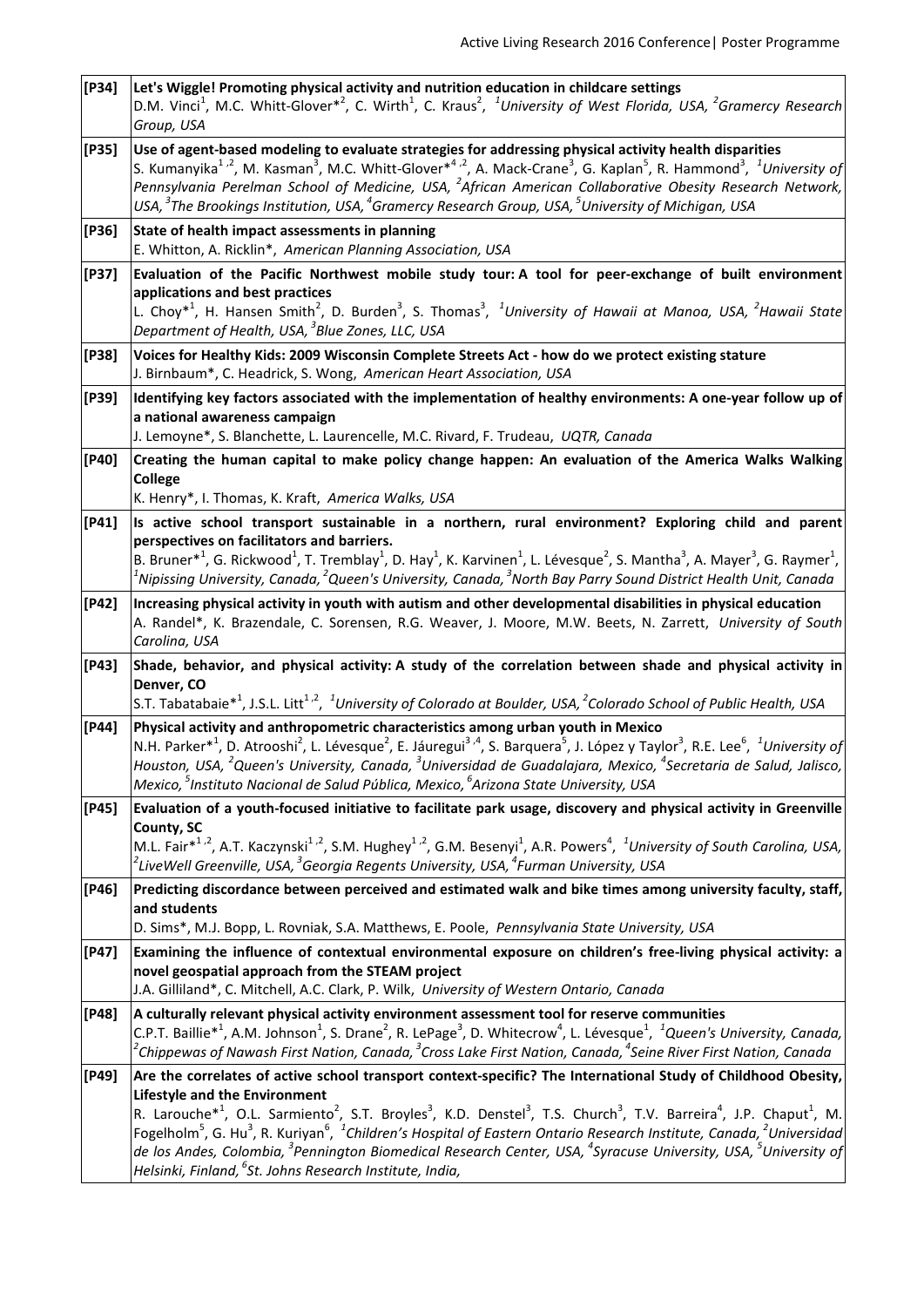| | |
|---|---|
| [P34] | **Let's Wiggle! Promoting physical activity and nutrition education in childcare settings**<br>D.M. Vinci[1], M.C. Whitt-Glover*[2], C. Wirth[1], C. Kraus[2], *[1]University of West Florida, USA, [2]Gramercy Research Group, USA* |
| [P35] | **Use of agent-based modeling to evaluate strategies for addressing physical activity health disparities**<br>S. Kumanyika[1,2], M. Kasman[3], M.C. Whitt-Glover*[4,2], A. Mack-Crane[3], G. Kaplan[5], R. Hammond[3], *[1]University of Pennsylvania Perelman School of Medicine, USA, [2]African American Collaborative Obesity Research Network, USA, [3]The Brookings Institution, USA, [4]Gramercy Research Group, USA, [5]University of Michigan, USA* |
| [P36] | **State of health impact assessments in planning**<br>E. Whitton, A. Ricklin*, *American Planning Association, USA* |
| [P37] | **Evaluation of the Pacific Northwest mobile study tour: A tool for peer-exchange of built environment applications and best practices**<br>L. Choy*[1], H. Hansen Smith[2], D. Burden[3], S. Thomas[3], *[1]University of Hawaii at Manoa, USA, [2]Hawaii State Department of Health, USA, [3]Blue Zones, LLC, USA* |
| [P38] | **Voices for Healthy Kids: 2009 Wisconsin Complete Streets Act - how do we protect existing stature**<br>J. Birnbaum*, C. Headrick, S. Wong, *American Heart Association, USA* |
| [P39] | **Identifying key factors associated with the implementation of healthy environments: A one-year follow up of a national awareness campaign**<br>J. Lemoyne*, S. Blanchette, L. Laurencelle, M.C. Rivard, F. Trudeau, *UQTR, Canada* |
| [P40] | **Creating the human capital to make policy change happen: An evaluation of the America Walks Walking College**<br>K. Henry*, I. Thomas, K. Kraft, *America Walks, USA* |
| [P41] | **Is active school transport sustainable in a northern, rural environment? Exploring child and parent perspectives on facilitators and barriers.**<br>B. Bruner*[1], G. Rickwood[1], T. Tremblay[1], D. Hay[1], K. Karvinen[1], L. Lévesque[2], S. Mantha[3], A. Mayer[3], G. Raymer[1], *[1]Nipissing University, Canada, [2]Queen's University, Canada, [3]North Bay Parry Sound District Health Unit, Canada* |
| [P42] | **Increasing physical activity in youth with autism and other developmental disabilities in physical education**<br>A. Randel*, K. Brazendale, C. Sorensen, R.G. Weaver, J. Moore, M.W. Beets, N. Zarrett, *University of South Carolina, USA* |
| [P43] | **Shade, behavior, and physical activity: A study of the correlation between shade and physical activity in Denver, CO**<br>S.T. Tabatabaie*[1], J.S.L. Litt[1,2], *[1]University of Colorado at Boulder, USA, [2]Colorado School of Public Health, USA* |
| [P44] | **Physical activity and anthropometric characteristics among urban youth in Mexico**<br>N.H. Parker*[1], D. Atrooshi[2], L. Lévesque[2], E. Jáuregui[3,4], S. Barquera[5], J. López y Taylor[3], R.E. Lee[6], *[1]University of Houston, USA, [2]Queen's University, Canada, [3]Universidad de Guadalajara, Mexico, [4]Secretaria de Salud, Jalisco, Mexico, [5]Instituto Nacional de Salud Pública, Mexico, [6]Arizona State University, USA* |
| [P45] | **Evaluation of a youth-focused initiative to facilitate park usage, discovery and physical activity in Greenville County, SC**<br>M.L. Fair*[1,2], A.T. Kaczynski[1,2], S.M. Hughey[1,2], G.M. Besenyi[1], A.R. Powers[4], *[1]University of South Carolina, USA, [2]LiveWell Greenville, USA, [3]Georgia Regents University, USA, [4]Furman University, USA* |
| [P46] | **Predicting discordance between perceived and estimated walk and bike times among university faculty, staff, and students**<br>D. Sims*, M.J. Bopp, L. Rovniak, S.A. Matthews, E. Poole, *Pennsylvania State University, USA* |
| [P47] | **Examining the influence of contextual environmental exposure on children's free-living physical activity: a novel geospatial approach from the STEAM project**<br>J.A. Gilliland*, C. Mitchell, A.C. Clark, P. Wilk, *University of Western Ontario, Canada* |
| [P48] | **A culturally relevant physical activity environment assessment tool for reserve communities**<br>C.P.T. Baillie*[1], A.M. Johnson[1], S. Drane[2], R. LePage[3], D. Whitecrow[4], L. Lévesque[1], *[1]Queen's University, Canada, [2]Chippewas of Nawash First Nation, Canada, [3]Cross Lake First Nation, Canada, [4]Seine River First Nation, Canada* |
| [P49] | **Are the correlates of active school transport context-specific? The International Study of Childhood Obesity, Lifestyle and the Environment**<br>R. Larouche*[1], O.L. Sarmiento[2], S.T. Broyles[3], K.D. Denstel[3], T.S. Church[3], T.V. Barreira[4], J.P. Chaput[1], M. Fogelholm[5], G. Hu[3], R. Kuriyan[6], *[1]Children's Hospital of Eastern Ontario Research Institute, Canada, [2]Universidad de los Andes, Colombia, [3]Pennington Biomedical Research Center, USA, [4]Syracuse University, USA, [5]University of Helsinki, Finland, [6]St. Johns Research Institute, India,* |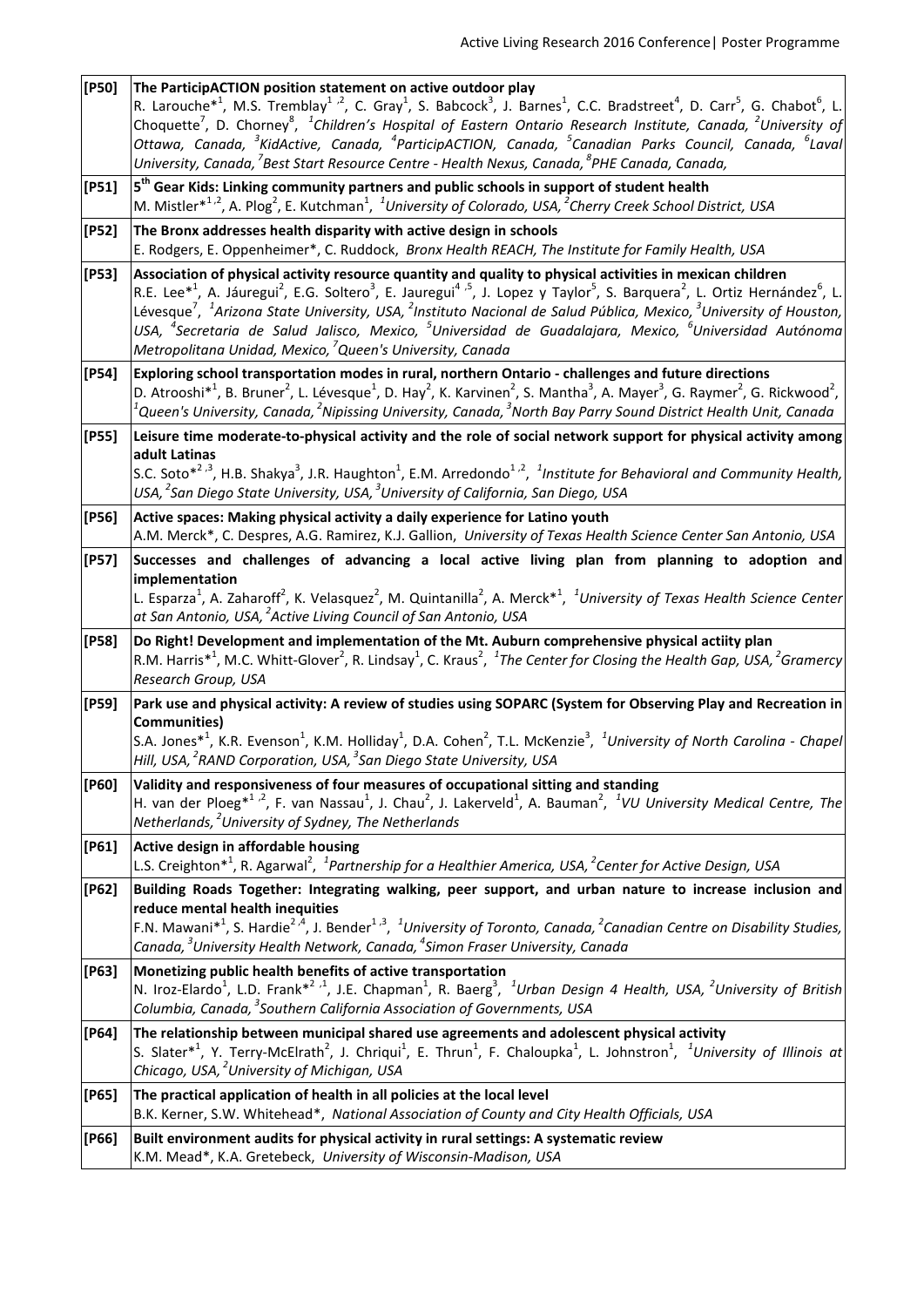| [P50] | **The ParticipACTION position statement on active outdoor play**<br>R. Larouche*[1], M.S. Tremblay[1,2], C. Gray[1], S. Babcock[3], J. Barnes[1], C.C. Bradstreet[4], D. Carr[5], G. Chabot[6], L. Choquette[7], D. Chorney[8], *[1]Children's Hospital of Eastern Ontario Research Institute, Canada, [2]University of Ottawa, Canada, [3]KidActive, Canada, [4]ParticipACTION, Canada, [5]Canadian Parks Council, Canada, [6]Laval University, Canada, [7]Best Start Resource Centre - Health Nexus, Canada, [8]PHE Canada, Canada,* |
|---|---|
| [P51] | **5[th] Gear Kids: Linking community partners and public schools in support of student health**<br>M. Mistler*[1,2], A. Plog[2], E. Kutchman[1], *[1]University of Colorado, USA, [2]Cherry Creek School District, USA* |
| [P52] | **The Bronx addresses health disparity with active design in schools**<br>E. Rodgers, E. Oppenheimer*, C. Ruddock, *Bronx Health REACH, The Institute for Family Health, USA* |
| [P53] | **Association of physical activity resource quantity and quality to physical activities in mexican children**<br>R.E. Lee*[1], A. Jáuregui[2], E.G. Soltero[3], E. Jauregui[4,5], J. Lopez y Taylor[5], S. Barquera[2], L. Ortiz Hernández[6], L. Lévesque[7], *[1]Arizona State University, USA, [2]Instituto Nacional de Salud Pública, Mexico, [3]University of Houston, USA, [4]Secretaria de Salud Jalisco, Mexico, [5]Universidad de Guadalajara, Mexico, [6]Universidad Autónoma Metropolitana Unidad, Mexico, [7]Queen's University, Canada* |
| [P54] | **Exploring school transportation modes in rural, northern Ontario - challenges and future directions**<br>D. Atrooshi*[1], B. Bruner[2], L. Lévesque[1], D. Hay[2], K. Karvinen[2], S. Mantha[3], A. Mayer[3], G. Raymer[2], G. Rickwood[2], *[1]Queen's University, Canada, [2]Nipissing University, Canada, [3]North Bay Parry Sound District Health Unit, Canada* |
| [P55] | **Leisure time moderate-to-physical activity and the role of social network support for physical activity among adult Latinas**<br>S.C. Soto*[2,3], H.B. Shakya[3], J.R. Haughton[1], E.M. Arredondo[1,2], *[1]Institute for Behavioral and Community Health, USA, [2]San Diego State University, USA, [3]University of California, San Diego, USA* |
| [P56] | **Active spaces: Making physical activity a daily experience for Latino youth**<br>A.M. Merck*, C. Despres, A.G. Ramirez, K.J. Gallion, *University of Texas Health Science Center San Antonio, USA* |
| [P57] | **Successes and challenges of advancing a local active living plan from planning to adoption and implementation**<br>L. Esparza[1], A. Zaharoff[2], K. Velasquez[2], M. Quintanilla[2], A. Merck*[1], *[1]University of Texas Health Science Center at San Antonio, USA, [2]Active Living Council of San Antonio, USA* |
| [P58] | **Do Right! Development and implementation of the Mt. Auburn comprehensive physical actiity plan**<br>R.M. Harris*[1], M.C. Whitt-Glover[2], R. Lindsay[1], C. Kraus[2], *[1]The Center for Closing the Health Gap, USA, [2]Gramercy Research Group, USA* |
| [P59] | **Park use and physical activity: A review of studies using SOPARC (System for Observing Play and Recreation in Communities)**<br>S.A. Jones*[1], K.R. Evenson[1], K.M. Holliday[1], D.A. Cohen[2], T.L. McKenzie[3], *[1]University of North Carolina - Chapel Hill, USA, [2]RAND Corporation, USA, [3]San Diego State University, USA* |
| [P60] | **Validity and responsiveness of four measures of occupational sitting and standing**<br>H. van der Ploeg*[1,2], F. van Nassau[1], J. Chau[2], J. Lakerveld[1], A. Bauman[2], *[1]VU University Medical Centre, The Netherlands, [2]University of Sydney, The Netherlands* |
| [P61] | **Active design in affordable housing**<br>L.S. Creighton*[1], R. Agarwal[2], *[1]Partnership for a Healthier America, USA, [2]Center for Active Design, USA* |
| [P62] | **Building Roads Together: Integrating walking, peer support, and urban nature to increase inclusion and reduce mental health inequities**<br>F.N. Mawani*[1], S. Hardie[2,4], J. Bender[1,3], *[1]University of Toronto, Canada, [2]Canadian Centre on Disability Studies, Canada, [3]University Health Network, Canada, [4]Simon Fraser University, Canada* |
| [P63] | **Monetizing public health benefits of active transportation**<br>N. Iroz-Elardo[1], L.D. Frank*[2,1], J.E. Chapman[1], R. Baerg[3], *[1]Urban Design 4 Health, USA, [2]University of British Columbia, Canada, [3]Southern California Association of Governments, USA* |
| [P64] | **The relationship between municipal shared use agreements and adolescent physical activity**<br>S. Slater*[1], Y. Terry-McElrath[2], J. Chriqui[1], E. Thrun[1], F. Chaloupka[1], L. Johnstron[1], *[1]University of Illinois at Chicago, USA, [2]University of Michigan, USA* |
| [P65] | **The practical application of health in all policies at the local level**<br>B.K. Kerner, S.W. Whitehead*, *National Association of County and City Health Officials, USA* |
| [P66] | **Built environment audits for physical activity in rural settings: A systematic review**<br>K.M. Mead*, K.A. Gretebeck, *University of Wisconsin-Madison, USA* |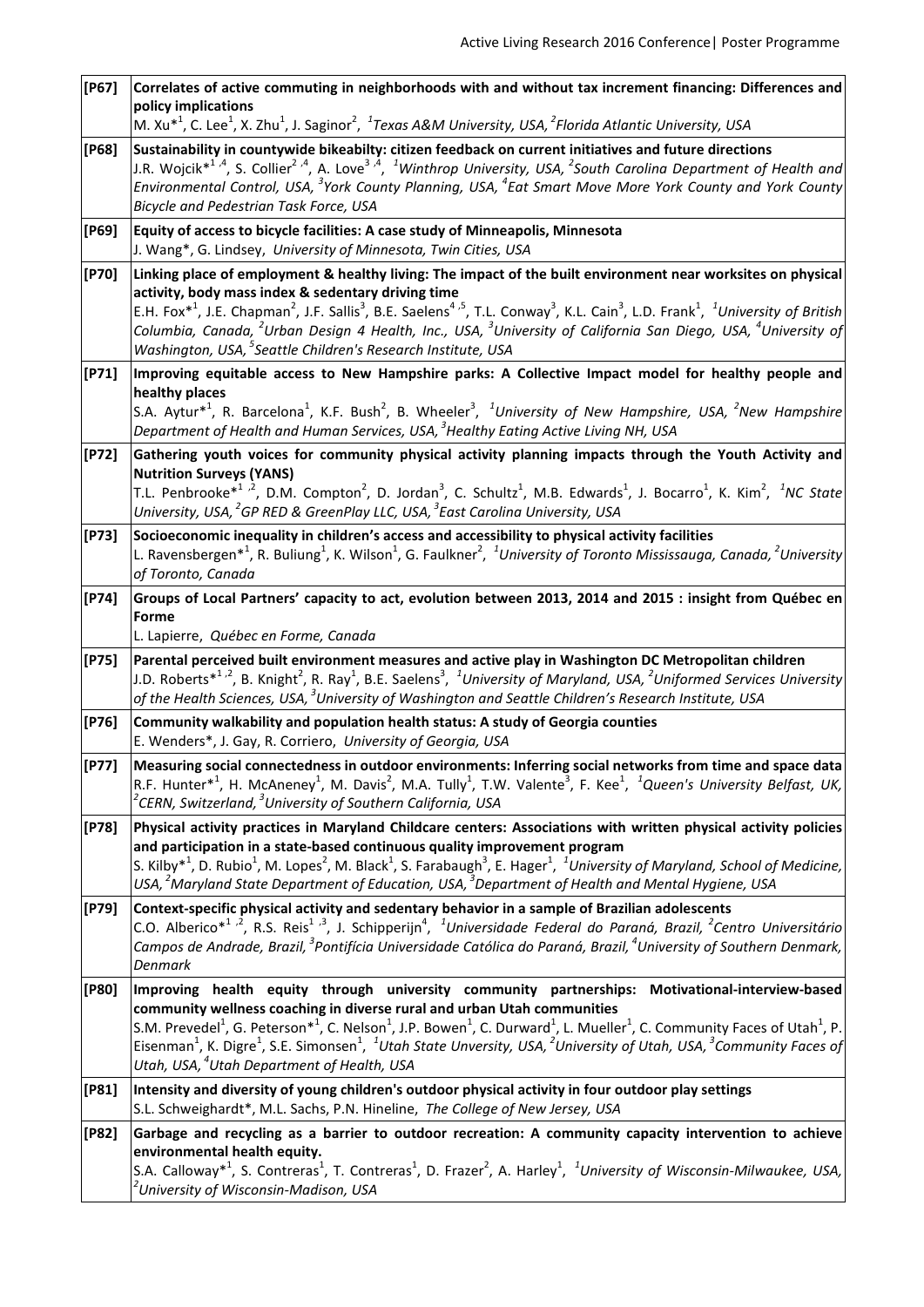| | |
|---|---|
| [P67] | **Correlates of active commuting in neighborhoods with and without tax increment financing: Differences and policy implications**<br>M. Xu*[1], C. Lee[1], X. Zhu[1], J. Saginor[2], *[1]Texas A&M University, USA, [2]Florida Atlantic University, USA* |
| [P68] | **Sustainability in countywide bikeabilty: citizen feedback on current initiatives and future directions**<br>J.R. Wojcik*[1,4], S. Collier[2,4], A. Love[3,4], *[1]Winthrop University, USA, [2]South Carolina Department of Health and Environmental Control, USA, [3]York County Planning, USA, [4]Eat Smart Move More York County and York County Bicycle and Pedestrian Task Force, USA* |
| [P69] | **Equity of access to bicycle facilities: A case study of Minneapolis, Minnesota**<br>J. Wang*, G. Lindsey, *University of Minnesota, Twin Cities, USA* |
| [P70] | **Linking place of employment & healthy living: The impact of the built environment near worksites on physical activity, body mass index & sedentary driving time**<br>E.H. Fox*[1], J.E. Chapman[2], J.F. Sallis[3], B.E. Saelens[4,5], T.L. Conway[3], K.L. Cain[3], L.D. Frank[1], *[1]University of British Columbia, Canada, [2]Urban Design 4 Health, Inc., USA, [3]University of California San Diego, USA, [4]University of Washington, USA, [5]Seattle Children's Research Institute, USA* |
| [P71] | **Improving equitable access to New Hampshire parks: A Collective Impact model for healthy people and healthy places**<br>S.A. Aytur*[1], R. Barcelona[1], K.F. Bush[2], B. Wheeler[3], *[1]University of New Hampshire, USA, [2]New Hampshire Department of Health and Human Services, USA, [3]Healthy Eating Active Living NH, USA* |
| [P72] | **Gathering youth voices for community physical activity planning impacts through the Youth Activity and Nutrition Surveys (YANS)**<br>T.L. Penbrooke*[1,2], D.M. Compton[2], D. Jordan[3], C. Schultz[1], M.B. Edwards[1], J. Bocarro[1], K. Kim[2], *[1]NC State University, USA, [2]GP RED & GreenPlay LLC, USA, [3]East Carolina University, USA* |
| [P73] | **Socioeconomic inequality in children's access and accessibility to physical activity facilities**<br>L. Ravensbergen*[1], R. Buliung[1], K. Wilson[1], G. Faulkner[2], *[1]University of Toronto Mississauga, Canada, [2]University of Toronto, Canada* |
| [P74] | **Groups of Local Partners' capacity to act, evolution between 2013, 2014 and 2015 : insight from Québec en Forme**<br>L. Lapierre, *Québec en Forme, Canada* |
| [P75] | **Parental perceived built environment measures and active play in Washington DC Metropolitan children**<br>J.D. Roberts*[1,2], B. Knight[2], R. Ray[1], B.E. Saelens[3], *[1]University of Maryland, USA, [2]Uniformed Services University of the Health Sciences, USA, [3]University of Washington and Seattle Children's Research Institute, USA* |
| [P76] | **Community walkability and population health status: A study of Georgia counties**<br>E. Wenders*, J. Gay, R. Corriero, *University of Georgia, USA* |
| [P77] | **Measuring social connectedness in outdoor environments: Inferring social networks from time and space data**<br>R.F. Hunter*[1], H. McAneney[1], M. Davis[2], M.A. Tully[1], T.W. Valente[3], F. Kee[1], *[1]Queen's University Belfast, UK, [2]CERN, Switzerland, [3]University of Southern California, USA* |
| [P78] | **Physical activity practices in Maryland Childcare centers: Associations with written physical activity policies and participation in a state-based continuous quality improvement program**<br>S. Kilby*[1], D. Rubio[1], M. Lopes[2], M. Black[1], S. Farabaugh[3], E. Hager[1], *[1]University of Maryland, School of Medicine, USA, [2]Maryland State Department of Education, USA, [3]Department of Health and Mental Hygiene, USA* |
| [P79] | **Context-specific physical activity and sedentary behavior in a sample of Brazilian adolescents**<br>C.O. Alberico*[1,2], R.S. Reis[1,3], J. Schipperijn[4], *[1]Universidade Federal do Paraná, Brazil, [2]Centro Universitário Campos de Andrade, Brazil, [3]Pontifícia Universidade Católica do Paraná, Brazil, [4]University of Southern Denmark, Denmark* |
| [P80] | **Improving health equity through university community partnerships: Motivational-interview-based community wellness coaching in diverse rural and urban Utah communities**<br>S.M. Prevedel[1], G. Peterson*[1], C. Nelson[1], J.P. Bowen[1], C. Durward[1], L. Mueller[1], C. Community Faces of Utah[1], P. Eisenman[1], K. Digre[1], S.E. Simonsen[1], *[1]Utah State Unversity, USA, [2]University of Utah, USA, [3]Community Faces of Utah, USA, [4]Utah Department of Health, USA* |
| [P81] | **Intensity and diversity of young children's outdoor physical activity in four outdoor play settings**<br>S.L. Schweighardt*, M.L. Sachs, P.N. Hineline, *The College of New Jersey, USA* |
| [P82] | **Garbage and recycling as a barrier to outdoor recreation: A community capacity intervention to achieve environmental health equity.**<br>S.A. Calloway*[1], S. Contreras[1], T. Contreras[1], D. Frazer[2], A. Harley[1], *[1]University of Wisconsin-Milwaukee, USA, [2]University of Wisconsin-Madison, USA* |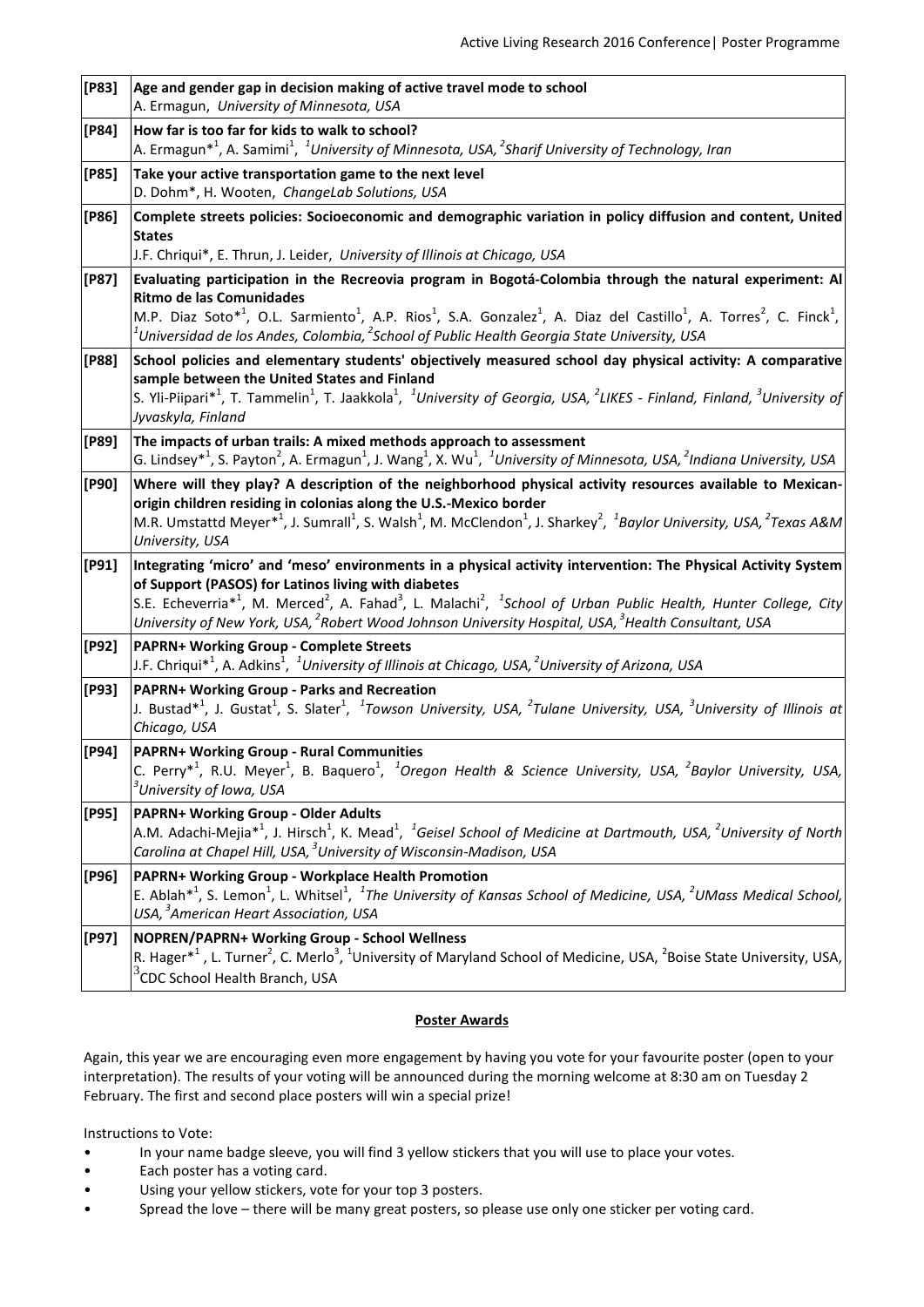| | |
|---|---|
| [P83] | **Age and gender gap in decision making of active travel mode to school**<br>A. Ermagun, *University of Minnesota, USA* |
| [P84] | **How far is too far for kids to walk to school?**<br>A. Ermagun*[1], A. Samimi[1], *[1]University of Minnesota, USA, [2]Sharif University of Technology, Iran* |
| [P85] | **Take your active transportation game to the next level**<br>D. Dohm*, H. Wooten, *ChangeLab Solutions, USA* |
| [P86] | **Complete streets policies: Socioeconomic and demographic variation in policy diffusion and content, United States**<br>J.F. Chriqui*, E. Thrun, J. Leider, *University of Illinois at Chicago, USA* |
| [P87] | **Evaluating participation in the Recreovia program in Bogotá-Colombia through the natural experiment: Al Ritmo de las Comunidades**<br>M.P. Diaz Soto*[1], O.L. Sarmiento[1], A.P. Rios[1], S.A. Gonzalez[1], A. Diaz del Castillo[1], A. Torres[2], C. Finck[1], *[1]Universidad de los Andes, Colombia, [2]School of Public Health Georgia State University, USA* |
| [P88] | **School policies and elementary students' objectively measured school day physical activity: A comparative sample between the United States and Finland**<br>S. Yli-Piipari*[1], T. Tammelin[1], T. Jaakkola[1], *[1]University of Georgia, USA, [2]LIKES - Finland, Finland, [3]University of Jyvaskyla, Finland* |
| [P89] | **The impacts of urban trails: A mixed methods approach to assessment**<br>G. Lindsey*[1], S. Payton[2], A. Ermagun[1], J. Wang[1], X. Wu[1], *[1]University of Minnesota, USA, [2]Indiana University, USA* |
| [P90] | **Where will they play? A description of the neighborhood physical activity resources available to Mexican-origin children residing in colonias along the U.S.-Mexico border**<br>M.R. Umstattd Meyer*[1], J. Sumrall[1], S. Walsh[1], M. McClendon[1], J. Sharkey[2], *[1]Baylor University, USA, [2]Texas A&M University, USA* |
| [P91] | **Integrating 'micro' and 'meso' environments in a physical activity intervention: The Physical Activity System of Support (PASOS) for Latinos living with diabetes**<br>S.E. Echeverria*[1], M. Merced[2], A. Fahad[3], L. Malachi[2], *[1]School of Urban Public Health, Hunter College, City University of New York, USA, [2]Robert Wood Johnson University Hospital, USA, [3]Health Consultant, USA* |
| [P92] | **PAPRN+ Working Group - Complete Streets**<br>J.F. Chriqui*[1], A. Adkins[1], *[1]University of Illinois at Chicago, USA, [2]University of Arizona, USA* |
| [P93] | **PAPRN+ Working Group - Parks and Recreation**<br>J. Bustad*[1], J. Gustat[1], S. Slater[1], *[1]Towson University, USA, [2]Tulane University, USA, [3]University of Illinois at Chicago, USA* |
| [P94] | **PAPRN+ Working Group - Rural Communities**<br>C. Perry*[1], R.U. Meyer[1], B. Baquero[1], *[1]Oregon Health & Science University, USA, [2]Baylor University, USA, [3]University of Iowa, USA* |
| [P95] | **PAPRN+ Working Group - Older Adults**<br>A.M. Adachi-Mejia*[1], J. Hirsch[1], K. Mead[1], *[1]Geisel School of Medicine at Dartmouth, USA, [2]University of North Carolina at Chapel Hill, USA, [3]University of Wisconsin-Madison, USA* |
| [P96] | **PAPRN+ Working Group - Workplace Health Promotion**<br>E. Ablah*[1], S. Lemon[1], L. Whitsel[1], *[1]The University of Kansas School of Medicine, USA, [2]UMass Medical School, USA, [3]American Heart Association, USA* |
| [P97] | **NOPREN/PAPRN+ Working Group - School Wellness**<br>R. Hager*[1], L. Turner[2], C. Merlo[3], [1]University of Maryland School of Medicine, USA, [2]Boise State University, USA, [3]CDC School Health Branch, USA |

## Poster Awards

Again, this year we are encouraging even more engagement by having you vote for your favourite poster (open to your interpretation). The results of your voting will be announced during the morning welcome at 8:30 am on Tuesday 2 February. The first and second place posters will win a special prize!

Instructions to Vote:

- In your name badge sleeve, you will find 3 yellow stickers that you will use to place your votes.
- Each poster has a voting card.
- Using your yellow stickers, vote for your top 3 posters.
- Spread the love – there will be many great posters, so please use only one sticker per voting card.